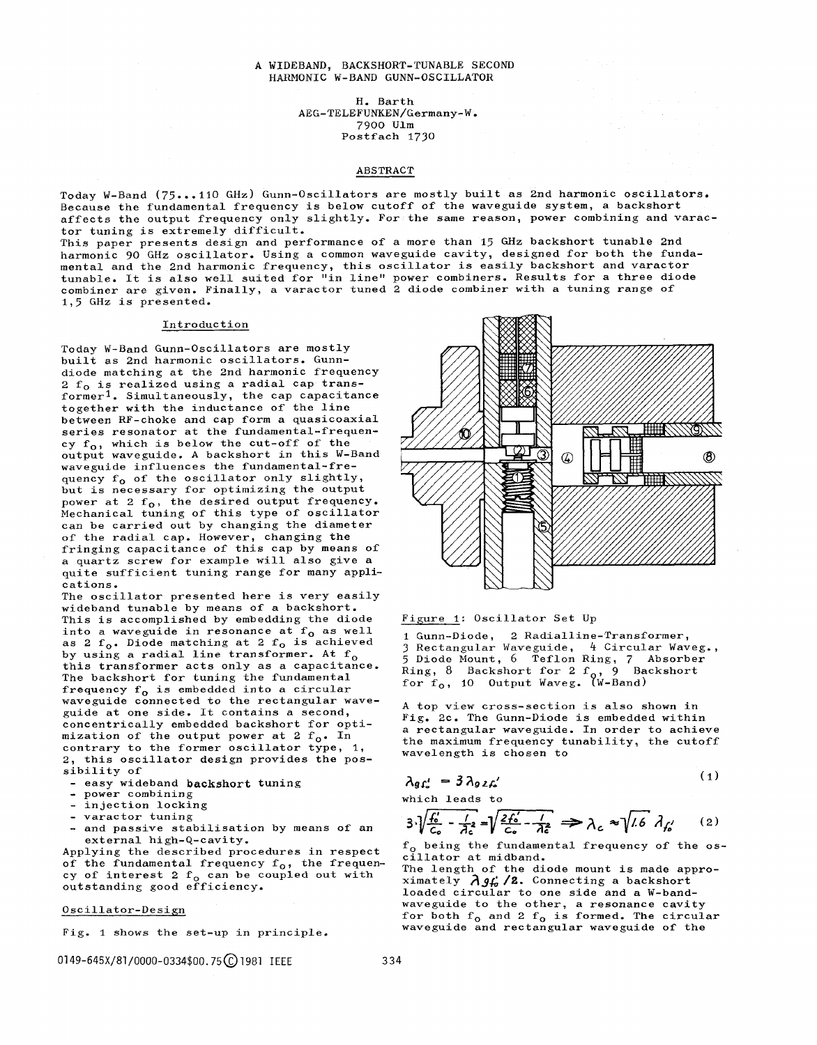# A WIDEBAND, BACKSHORT-TUNABLE SECOND HARMONIC W-BAND GUNN-OSCILLATOR

H. Barth
AEG-TELEFUNKEN/Germany-W.
7900 Ulm
Postfach 1730

## ABSTRACT

Today W-Band (75...110 GHz) Gunn-Oscillators are mostly built as 2nd harmonic oscillators. Because the fundamental frequency is below cutoff of the waveguide system, a backshort affects the output frequency only slightly. For the same reason, power combining and varactor tuning is extremely difficult.
This paper presents design and performance of a more than 15 GHz backshort tunable 2nd harmonic 90 GHz oscillator. Using a common waveguide cavity, designed for both the fundamental and the 2nd harmonic frequency, this oscillator is easily backshort and varactor tunable. It is also well suited for "in line" power combiners. Results for a three diode combiner are given. Finally, a varactor tuned 2 diode combiner with a tuning range of 1,5 GHz is presented.

## Introduction

Today W-Band Gunn-Oscillators are mostly built as 2nd harmonic oscillators. Gunn-diode matching at the 2nd harmonic frequency 2 $f_o$ is realized using a radial cap transformer[1]. Simultaneously, the cap capacitance together with the inductance of the line between RF-choke and cap form a quasicoaxial series resonator at the fundamental-frequency $f_o$, which is below the cut-off of the output waveguide. A backshort in this W-Band waveguide influences the fundamental-frequency $f_o$ of the oscillator only slightly, but is necessary for optimizing the output power at 2 $f_o$, the desired output frequency. Mechanical tuning of this type of oscillator can be carried out by changing the diameter of the radial cap. However, changing the fringing capacitance of this cap by means of a quartz screw for example will also give a quite sufficient tuning range for many applications.
The oscillator presented here is very easily wideband tunable by means of a backshort. This is accomplished by embedding the diode into a waveguide in resonance at $f_o$ as well as 2 $f_o$. Diode matching at 2 $f_o$ is achieved by using a radial line transformer. At $f_o$ this transformer acts only as a capacitance. The backshort for tuning the fundamental frequency $f_o$ is embedded into a circular waveguide connected to the rectangular waveguide at one side. It contains a second, concentrically embedded backshort for optimization of the output power at 2 $f_o$. In contrary to the former oscillator type, 1, 2, this oscillator design provides the possibility of

- easy wideband **backshort** tuning
- power combining
- injection locking
- varactor tuning
- and passive stabilisation by means of an external high-Q-cavity.

Applying the described procedures in respect of the fundamental frequency $f_o$, the frequency of interest 2 $f_o$ can be coupled out with outstanding good efficiency.

## Oscillator-Design

Fig. 1 shows the set-up in principle.

Figure 1: Oscillator Set Up

1 Gunn-Diode, 2 Radialline-Transformer, 3 Rectangular Waveguide, 4 Circular Waveg., 5 Diode Mount, 6 Teflon Ring, 7 Absorber Ring, 8 Backshort for 2 $f_o$, 9 Backshort for $f_o$, 10 Output Waveg. (W-Band)

A top view cross-section is also shown in Fig. 2c. The Gunn-Diode is embedded within a rectangular waveguide. In order to achieve the maximum frequency tunability, the cutoff wavelength is chosen to

$$\lambda_{g f_o'} = 3\lambda_{g 2 f_o'} \tag{1}$$

which leads to

$$3\sqrt{\frac{f_o'}{C_o} - \frac{1}{\lambda_c^2}} = \sqrt{\frac{2f_o'}{C_o} - \frac{1}{\lambda_c^2}} \Rightarrow \lambda_c \approx \sqrt{1.6}\, \lambda_{f_o'} \tag{2}$$

$f_o$ being the fundamental frequency of the oscillator at midband.
The length of the diode mount is made approximately $\lambda_{g f_o'}/2$. Connecting a backshort loaded circular to one side and a W-band-waveguide to the other, a resonance cavity for both $f_o$ and 2 $f_o$ is formed. The circular waveguide and rectangular waveguide of the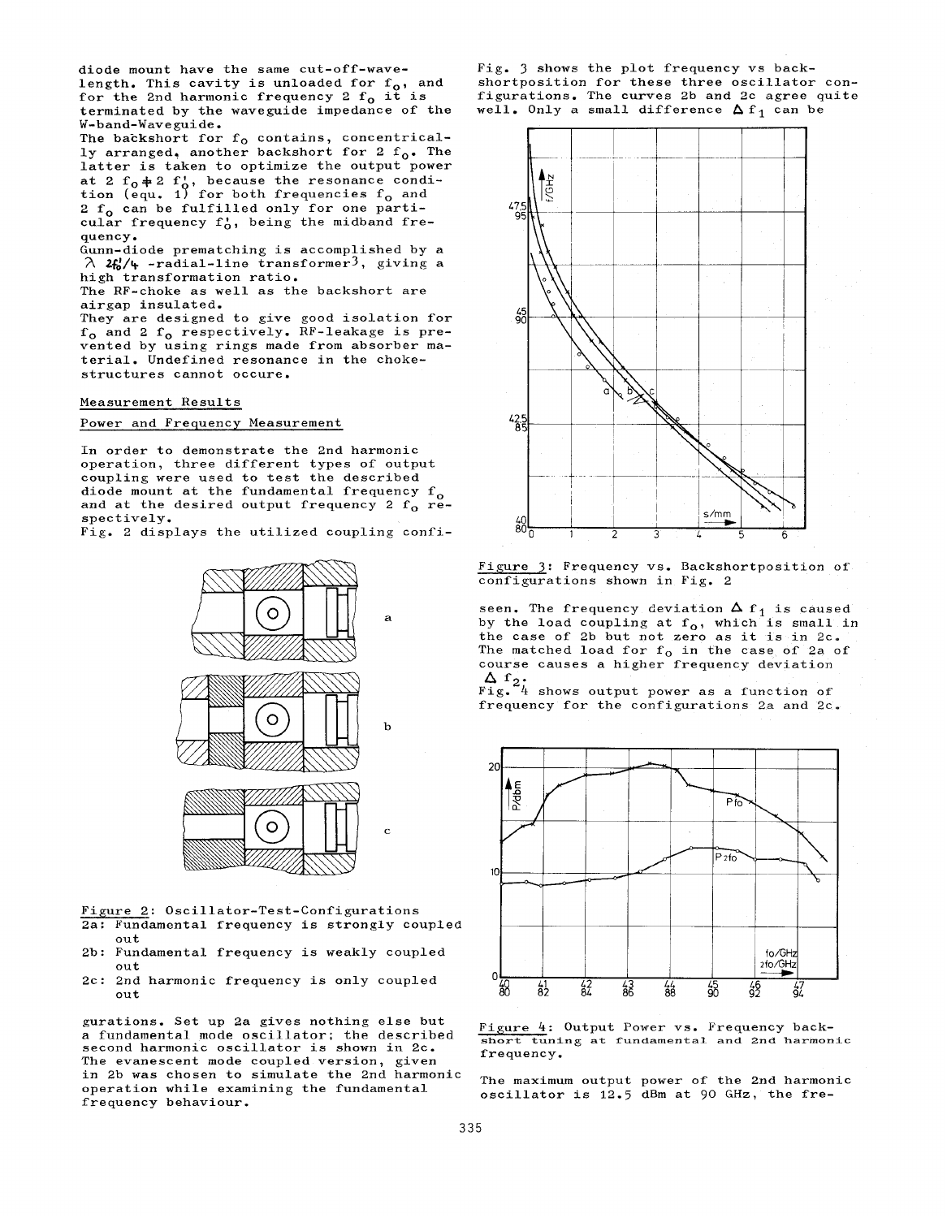diode mount have the same cut-off-wave-length. This cavity is unloaded for $f_0$, and for the 2nd harmonic frequency $2\,f_0$ it is terminated by the waveguide impedance of the W-band-Waveguide.

The backshort for $f_0$ contains, concentrically arranged, another backshort for $2\,f_0$. The latter is taken to optimize the output power at $2\,f_0 \neq 2\,f_0'$, because the resonance condition (equ. 1) for both frequencies $f_0$ and $2\,f_0$ can be fulfilled only for one particular frequency $f_0'$, being the midband frequency.

Gunn-diode prematching is accomplished by a $\lambda\,2f_0'/4$ -radial-line transformer[3], giving a high transformation ratio.

The RF-choke as well as the backshort are airgap insulated.

They are designed to give good isolation for $f_0$ and $2\,f_0$ respectively. RF-leakage is prevented by using rings made from absorber material. Undefined resonance in the choke-structures cannot occure.

## Measurement Results

### Power and Frequency Measurement

In order to demonstrate the 2nd harmonic operation, three different types of output coupling were used to test the described diode mount at the fundamental frequency $f_0$ and at the desired output frequency $2\,f_0$ respectively.

Fig. 2 displays the utilized coupling configurations. Set up 2a gives nothing else but a fundamental mode oscillator; the described second harmonic oscillator is shown in 2c. The evanescent mode coupled version, given in 2b was chosen to simulate the 2nd harmonic operation while examining the fundamental frequency behaviour.

Figure 2: Oscillator-Test-Configurations
2a: Fundamental frequency is strongly coupled out
2b: Fundamental frequency is weakly coupled out
2c: 2nd harmonic frequency is only coupled out

Fig. 3 shows the plot frequency vs backshortposition for these three oscillator configurations. The curves 2b and 2c agree quite well. Only a small difference $\Delta f_1$ can be seen. The frequency deviation $\Delta f_1$ is caused by the load coupling at $f_0$, which is small in the case of 2b but not zero as it is in 2c. The matched load for $f_0$ in the case of 2a of course causes a higher frequency deviation $\Delta f_2$.

Figure 3: Frequency vs. Backshortposition of configurations shown in Fig. 2

Fig. 4 shows output power as a function of frequency for the configurations 2a and 2c.

Figure 4: Output Power vs. Frequency backshort tuning at fundamental and 2nd harmonic frequency.

The maximum output power of the 2nd harmonic oscillator is 12.5 dBm at 90 GHz, the fre-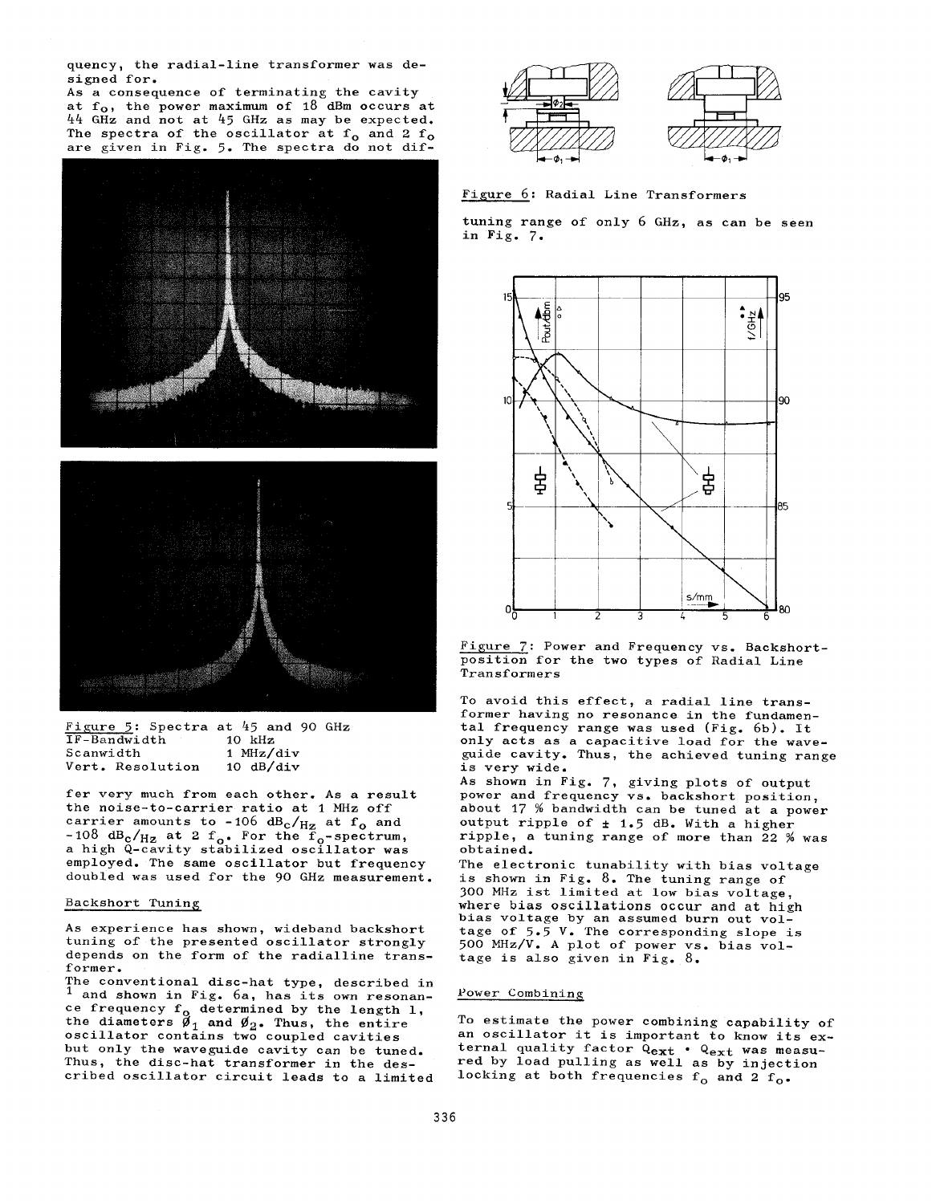quency, the radial-line transformer was designed for.

As a consequence of terminating the cavity at $f_o$, the power maximum of 18 dBm occurs at 44 GHz and not at 45 GHz as may be expected. The spectra of the oscillator at $f_o$ and $2\ f_o$ are given in Fig. 5. The spectra do not differ very much from each other. As a result the noise-to-carrier ratio at 1 MHz off carrier amounts to -106 $dB_c/_{Hz}$ at $f_o$ and -108 $dB_c/_{Hz}$ at $2\ f_o$. For the $f_o$-spectrum, a high Q-cavity stabilized oscillator was employed. The same oscillator but frequency doubled was used for the 90 GHz measurement.

Figure 5: Spectra at 45 and 90 GHz

| | |
|---|---|
| IF-Bandwidth | 10 kHz |
| Scanwidth | 1 MHz/div |
| Vert. Resolution | 10 dB/div |

## Backshort Tuning

As experience has shown, wideband backshort tuning of the presented oscillator strongly depends on the form of the radialline transformer.

The conventional disc-hat type, described in [1] and shown in Fig. 6a, has its own resonance frequency $f_o$ determined by the length l, the diameters $\phi_1$ and $\phi_2$. Thus, the entire oscillator contains two coupled cavities but only the waveguide cavity can be tuned. Thus, the disc-hat transformer in the described oscillator circuit leads to a limited tuning range of only 6 GHz, as can be seen in Fig. 7.

Figure 6: Radial Line Transformers

Figure 7: Power and Frequency vs. Backshort-position for the two types of Radial Line Transformers

To avoid this effect, a radial line transformer having no resonance in the fundamental frequency range was used (Fig. 6b). It only acts as a capacitive load for the waveguide cavity. Thus, the achieved tuning range is very wide.

As shown in Fig. 7, giving plots of output power and frequency vs. backshort position, about 17 % bandwidth can be tuned at a power output ripple of ± 1.5 dB. With a higher ripple, a tuning range of more than 22 % was obtained.

The electronic tunability with bias voltage is shown in Fig. 8. The tuning range of 300 MHz ist limited at low bias voltage, where bias oscillations occur and at high bias voltage by an assumed burn out voltage of 5.5 V. The corresponding slope is 500 MHz/V. A plot of power vs. bias voltage is also given in Fig. 8.

## Power Combining

To estimate the power combining capability of an oscillator it is important to know its external quality factor $Q_{ext}$ • $Q_{ext}$ was measured by load pulling as well as by injection locking at both frequencies $f_o$ and $2\ f_o$.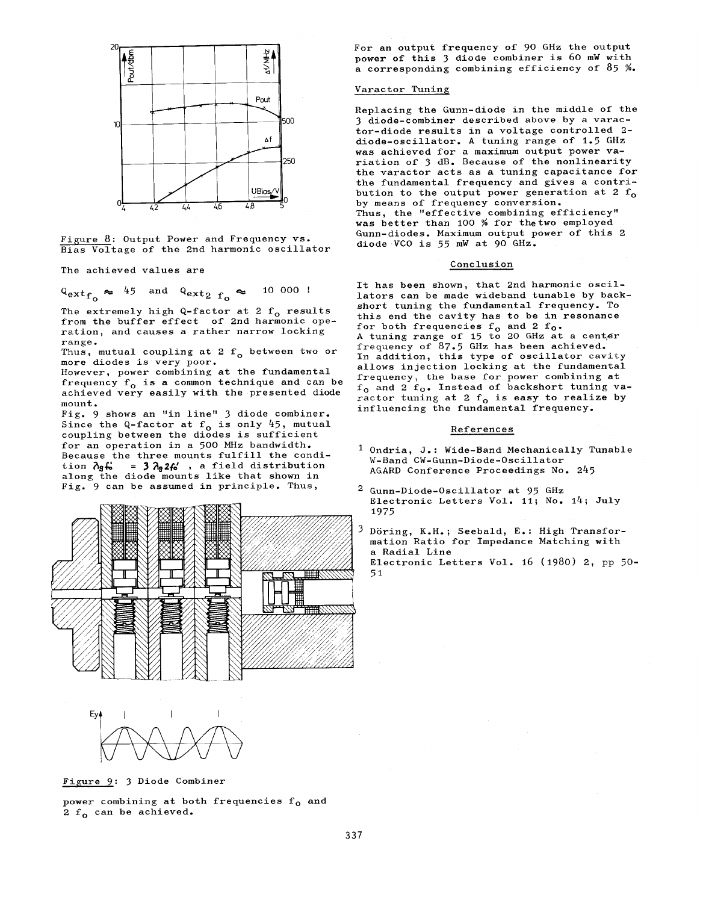20

Pout/dbm

Δf/MHz

Pout

10

500

Δf

250

UBias/V

0

4 4,2 4,4 4,6 4,8 5

Figure 8: Output Power and Frequency vs. Bias Voltage of the 2nd harmonic oscillator

The achieved values are

$Q_{ext f_0} \approx 45$ and $Q_{ext 2 f_0} \approx 10\ 000$ !

The extremely high Q-factor at $2\ f_0$ results from the buffer effect of 2nd harmonic operation, and causes a rather narrow locking range.

Thus, mutual coupling at $2\ f_0$ between two or more diodes is very poor.

However, power combining at the fundamental frequency $f_0$ is a common technique and can be achieved very easily with the presented diode mount.

Fig. 9 shows an "in line" 3 diode combiner. Since the Q-factor at $f_0$ is only 45, mutual coupling between the diodes is sufficient for an operation in a 500 MHz bandwidth. Because the three mounts fulfill the condition $\lambda_{g f_0'} = 3\ \lambda_{g 2 f_0'}$ , a field distribution along the diode mounts like that shown in Fig. 9 can be assumed in principle. Thus, power combining at both frequencies $f_0$ and $2\ f_0$ can be achieved.

Ey

Figure 9: 3 Diode Combiner

For an output frequency of 90 GHz the output power of this 3 diode combiner is 60 mW with a corresponding combining efficiency of 85 %.

## Varactor Tuning

Replacing the Gunn-diode in the middle of the 3 diode-combiner described above by a varactor-diode results in a voltage controlled 2-diode-oscillator. A tuning range of 1.5 GHz was achieved for a maximum output power variation of 3 dB. Because of the nonlinearity the varactor acts as a tuning capacitance for the fundamental frequency and gives a contribution to the output power generation at $2\ f_0$ by means of frequency conversion.

Thus, the "effective combining efficiency" was better than 100 % for the two employed Gunn-diodes. Maximum output power of this 2 diode VCO is 55 mW at 90 GHz.

## Conclusion

It has been shown, that 2nd harmonic oscillators can be made wideband tunable by backshort tuning the fundamental frequency. To this end the cavity has to be in resonance for both frequencies $f_0$ and $2\ f_0$.

A tuning range of 15 to 20 GHz at a center frequency of 87.5 GHz has been achieved.

In addition, this type of oscillator cavity allows injection locking at the fundamental frequency, the base for power combining at $f_0$ and $2\ f_0$. Instead of backshort tuning varactor tuning at $2\ f_0$ is easy to realize by influencing the fundamental frequency.

## References

1. Ondria, J.: Wide-Band Mechanically Tunable W-Band CW-Gunn-Diode-Oscillator AGARD Conference Proceedings No. 245

2. Gunn-Diode-Oscillator at 95 GHz Electronic Letters Vol. 11; No. 14; July 1975

3. Döring, K.H.; Seebald, E.: High Transformation Ratio for Impedance Matching with a Radial Line Electronic Letters Vol. 16 (1980) 2, pp 50-51